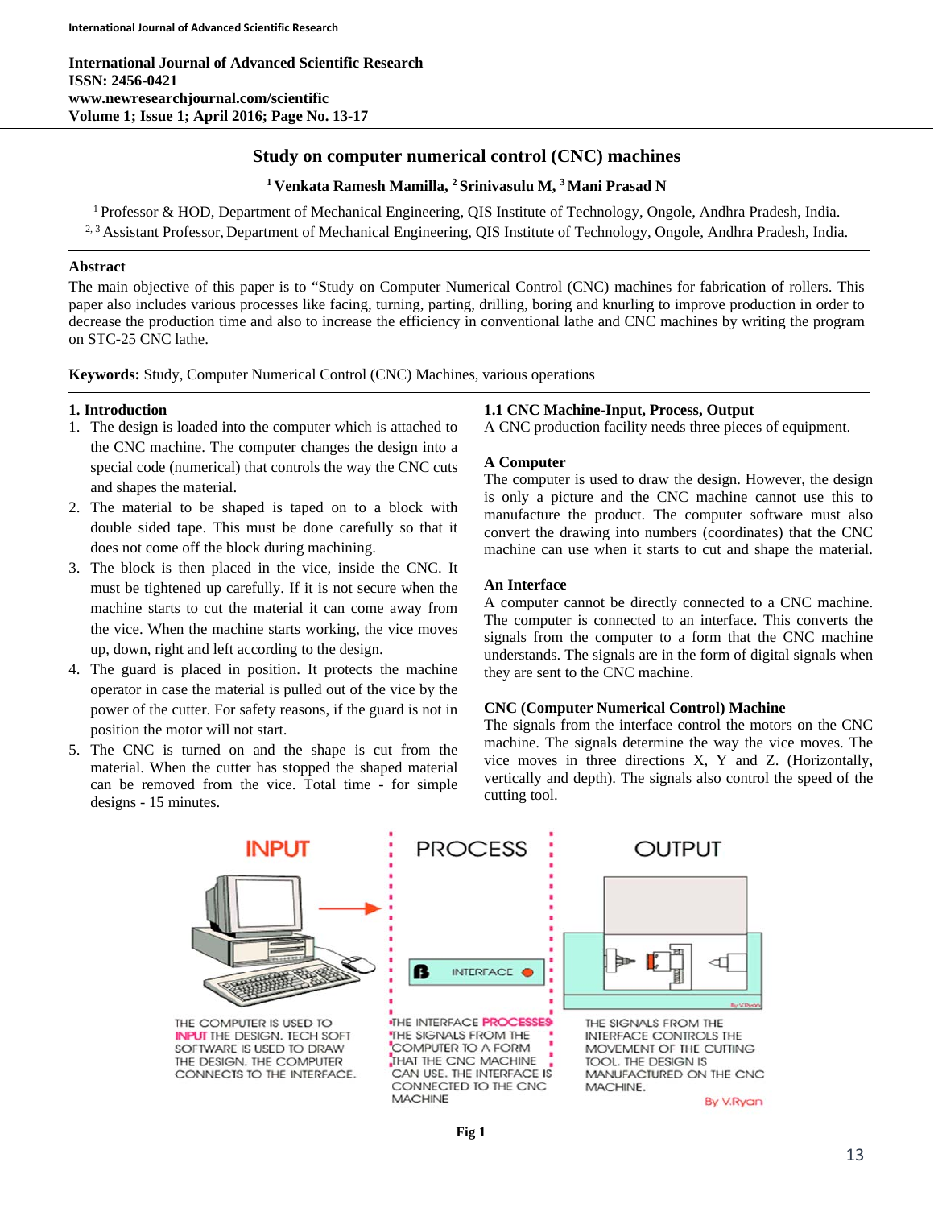# Study on computer numerical control (CNC) machines

**[1] Venkata Ramesh Mamilla, [2] Srinivasulu M, [3] Mani Prasad N**

[1] Professor & HOD, Department of Mechanical Engineering, QIS Institute of Technology, Ongole, Andhra Pradesh, India.
[2, 3] Assistant Professor, Department of Mechanical Engineering, QIS Institute of Technology, Ongole, Andhra Pradesh, India.

## Abstract

The main objective of this paper is to "Study on Computer Numerical Control (CNC) machines for fabrication of rollers. This paper also includes various processes like facing, turning, parting, drilling, boring and knurling to improve production in order to decrease the production time and also to increase the efficiency in conventional lathe and CNC machines by writing the program on STC-25 CNC lathe.

**Keywords:** Study, Computer Numerical Control (CNC) Machines, various operations

## 1. Introduction

1. The design is loaded into the computer which is attached to the CNC machine. The computer changes the design into a special code (numerical) that controls the way the CNC cuts and shapes the material.
2. The material to be shaped is taped on to a block with double sided tape. This must be done carefully so that it does not come off the block during machining.
3. The block is then placed in the vice, inside the CNC. It must be tightened up carefully. If it is not secure when the machine starts to cut the material it can come away from the vice. When the machine starts working, the vice moves up, down, right and left according to the design.
4. The guard is placed in position. It protects the machine operator in case the material is pulled out of the vice by the power of the cutter. For safety reasons, if the guard is not in position the motor will not start.
5. The CNC is turned on and the shape is cut from the material. When the cutter has stopped the shaped material can be removed from the vice. Total time - for simple designs - 15 minutes.

### 1.1 CNC Machine-Input, Process, Output

A CNC production facility needs three pieces of equipment.

**A Computer**

The computer is used to draw the design. However, the design is only a picture and the CNC machine cannot use this to manufacture the product. The computer software must also convert the drawing into numbers (coordinates) that the CNC machine can use when it starts to cut and shape the material.

**An Interface**

A computer cannot be directly connected to a CNC machine. The computer is connected to an interface. This converts the signals from the computer to a form that the CNC machine understands. The signals are in the form of digital signals when they are sent to the CNC machine.

**CNC (Computer Numerical Control) Machine**

The signals from the interface control the motors on the CNC machine. The signals determine the way the vice moves. The vice moves in three directions X, Y and Z. (Horizontally, vertically and depth). The signals also control the speed of the cutting tool.

INPUT — THE COMPUTER IS USED TO INPUT THE DESIGN. TECH SOFT SOFTWARE IS USED TO DRAW THE DESIGN. THE COMPUTER CONNECTS TO THE INTERFACE.

PROCESS — THE INTERFACE PROCESSES THE SIGNALS FROM THE COMPUTER TO A FORM THAT THE CNC MACHINE CAN USE. THE INTERFACE IS CONNECTED TO THE CNC MACHINE

OUTPUT — THE SIGNALS FROM THE INTERFACE CONTROLS THE MOVEMENT OF THE CUTTING TOOL. THE DESIGN IS MANUFACTURED ON THE CNC MACHINE.

By V.Ryan

**Fig 1**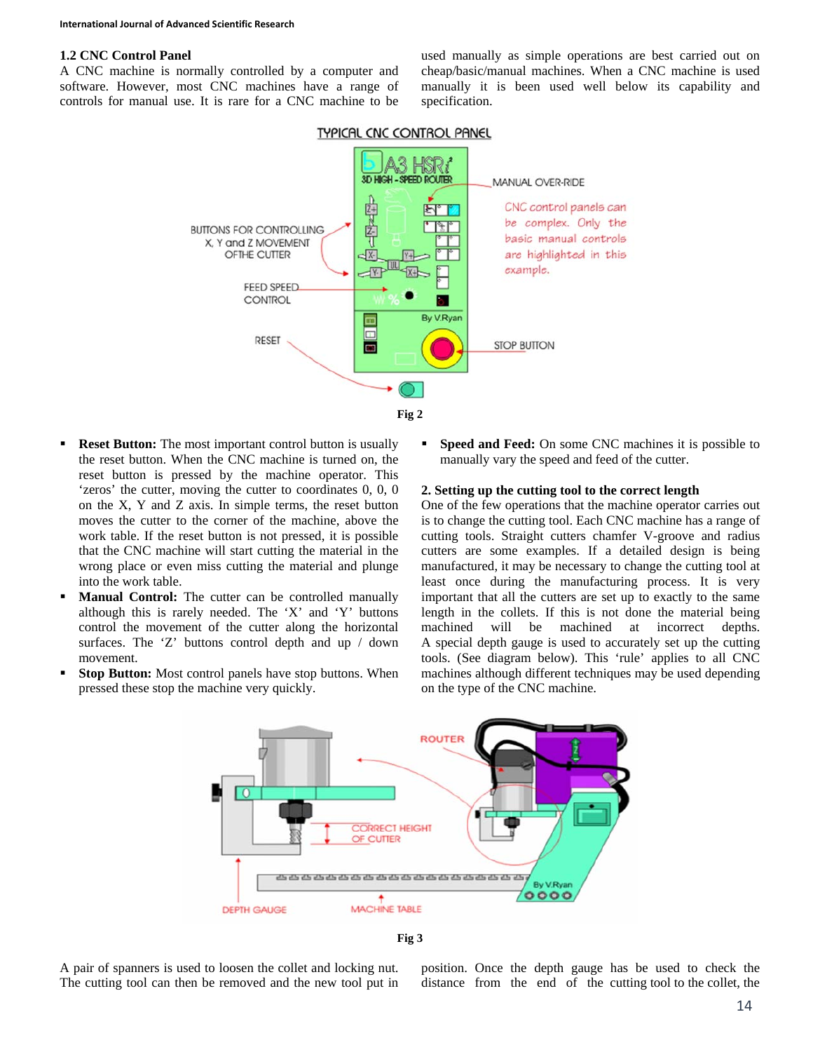## 1.2 CNC Control Panel

A CNC machine is normally controlled by a computer and software. However, most CNC machines have a range of controls for manual use. It is rare for a CNC machine to be used manually as simple operations are best carried out on cheap/basic/manual machines. When a CNC machine is used manually it is been used well below its capability and specification.

Fig 2

- **Reset Button:** The most important control button is usually the reset button. When the CNC machine is turned on, the reset button is pressed by the machine operator. This 'zeros' the cutter, moving the cutter to coordinates 0, 0, 0 on the X, Y and Z axis. In simple terms, the reset button moves the cutter to the corner of the machine, above the work table. If the reset button is not pressed, it is possible that the CNC machine will start cutting the material in the wrong place or even miss cutting the material and plunge into the work table.
- **Manual Control:** The cutter can be controlled manually although this is rarely needed. The 'X' and 'Y' buttons control the movement of the cutter along the horizontal surfaces. The 'Z' buttons control depth and up / down movement.
- **Stop Button:** Most control panels have stop buttons. When pressed these stop the machine very quickly.
- **Speed and Feed:** On some CNC machines it is possible to manually vary the speed and feed of the cutter.

## 2. Setting up the cutting tool to the correct length

One of the few operations that the machine operator carries out is to change the cutting tool. Each CNC machine has a range of cutting tools. Straight cutters chamfer V-groove and radius cutters are some examples. If a detailed design is being manufactured, it may be necessary to change the cutting tool at least once during the manufacturing process. It is very important that all the cutters are set up to exactly to the same length in the collets. If this is not done the material being machined will be machined at incorrect depths. A special depth gauge is used to accurately set up the cutting tools. (See diagram below). This 'rule' applies to all CNC machines although different techniques may be used depending on the type of the CNC machine.

Fig 3

A pair of spanners is used to loosen the collet and locking nut. The cutting tool can then be removed and the new tool put in position. Once the depth gauge has be used to check the distance from the end of the cutting tool to the collet, the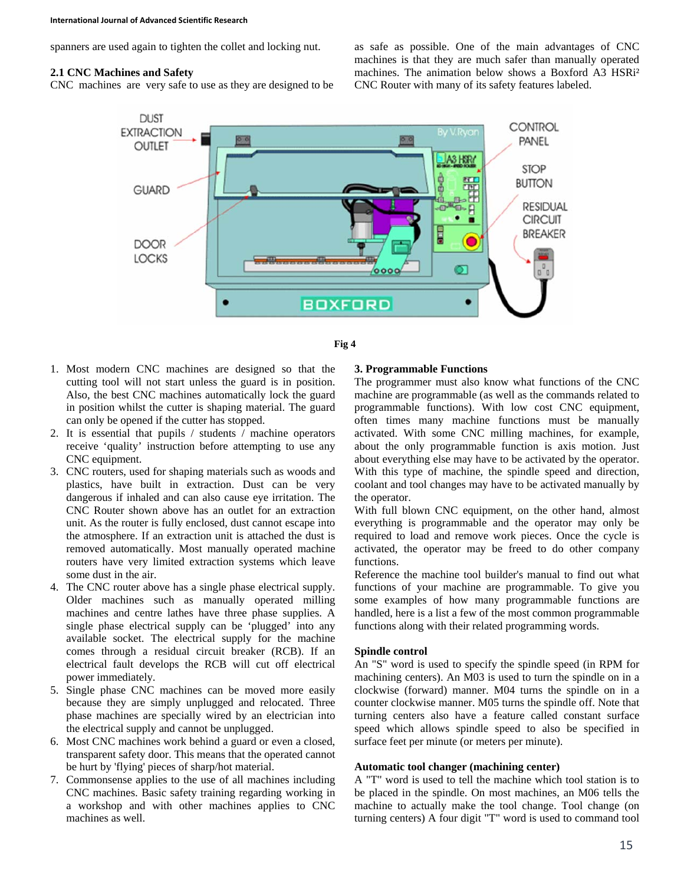spanners are used again to tighten the collet and locking nut.

### 2.1 CNC Machines and Safety

CNC machines are very safe to use as they are designed to be as safe as possible. One of the main advantages of CNC machines is that they are much safer than manually operated machines. The animation below shows a Boxford A3 HSRi² CNC Router with many of its safety features labeled.

Fig 4

1. Most modern CNC machines are designed so that the cutting tool will not start unless the guard is in position. Also, the best CNC machines automatically lock the guard in position whilst the cutter is shaping material. The guard can only be opened if the cutter has stopped.
2. It is essential that pupils / students / machine operators receive 'quality' instruction before attempting to use any CNC equipment.
3. CNC routers, used for shaping materials such as woods and plastics, have built in extraction. Dust can be very dangerous if inhaled and can also cause eye irritation. The CNC Router shown above has an outlet for an extraction unit. As the router is fully enclosed, dust cannot escape into the atmosphere. If an extraction unit is attached the dust is removed automatically. Most manually operated machine routers have very limited extraction systems which leave some dust in the air.
4. The CNC router above has a single phase electrical supply. Older machines such as manually operated milling machines and centre lathes have three phase supplies. A single phase electrical supply can be 'plugged' into any available socket. The electrical supply for the machine comes through a residual circuit breaker (RCB). If an electrical fault develops the RCB will cut off electrical power immediately.
5. Single phase CNC machines can be moved more easily because they are simply unplugged and relocated. Three phase machines are specially wired by an electrician into the electrical supply and cannot be unplugged.
6. Most CNC machines work behind a guard or even a closed, transparent safety door. This means that the operated cannot be hurt by 'flying' pieces of sharp/hot material.
7. Commonsense applies to the use of all machines including CNC machines. Basic safety training regarding working in a workshop and with other machines applies to CNC machines as well.

## 3. Programmable Functions

The programmer must also know what functions of the CNC machine are programmable (as well as the commands related to programmable functions). With low cost CNC equipment, often times many machine functions must be manually activated. With some CNC milling machines, for example, about the only programmable function is axis motion. Just about everything else may have to be activated by the operator. With this type of machine, the spindle speed and direction, coolant and tool changes may have to be activated manually by the operator.

With full blown CNC equipment, on the other hand, almost everything is programmable and the operator may only be required to load and remove work pieces. Once the cycle is activated, the operator may be freed to do other company functions.

Reference the machine tool builder's manual to find out what functions of your machine are programmable. To give you some examples of how many programmable functions are handled, here is a list a few of the most common programmable functions along with their related programming words.

**Spindle control**

An "S" word is used to specify the spindle speed (in RPM for machining centers). An M03 is used to turn the spindle on in a clockwise (forward) manner. M04 turns the spindle on in a counter clockwise manner. M05 turns the spindle off. Note that turning centers also have a feature called constant surface speed which allows spindle speed to also be specified in surface feet per minute (or meters per minute).

**Automatic tool changer (machining center)**

A "T" word is used to tell the machine which tool station is to be placed in the spindle. On most machines, an M06 tells the machine to actually make the tool change. Tool change (on turning centers) A four digit "T" word is used to command tool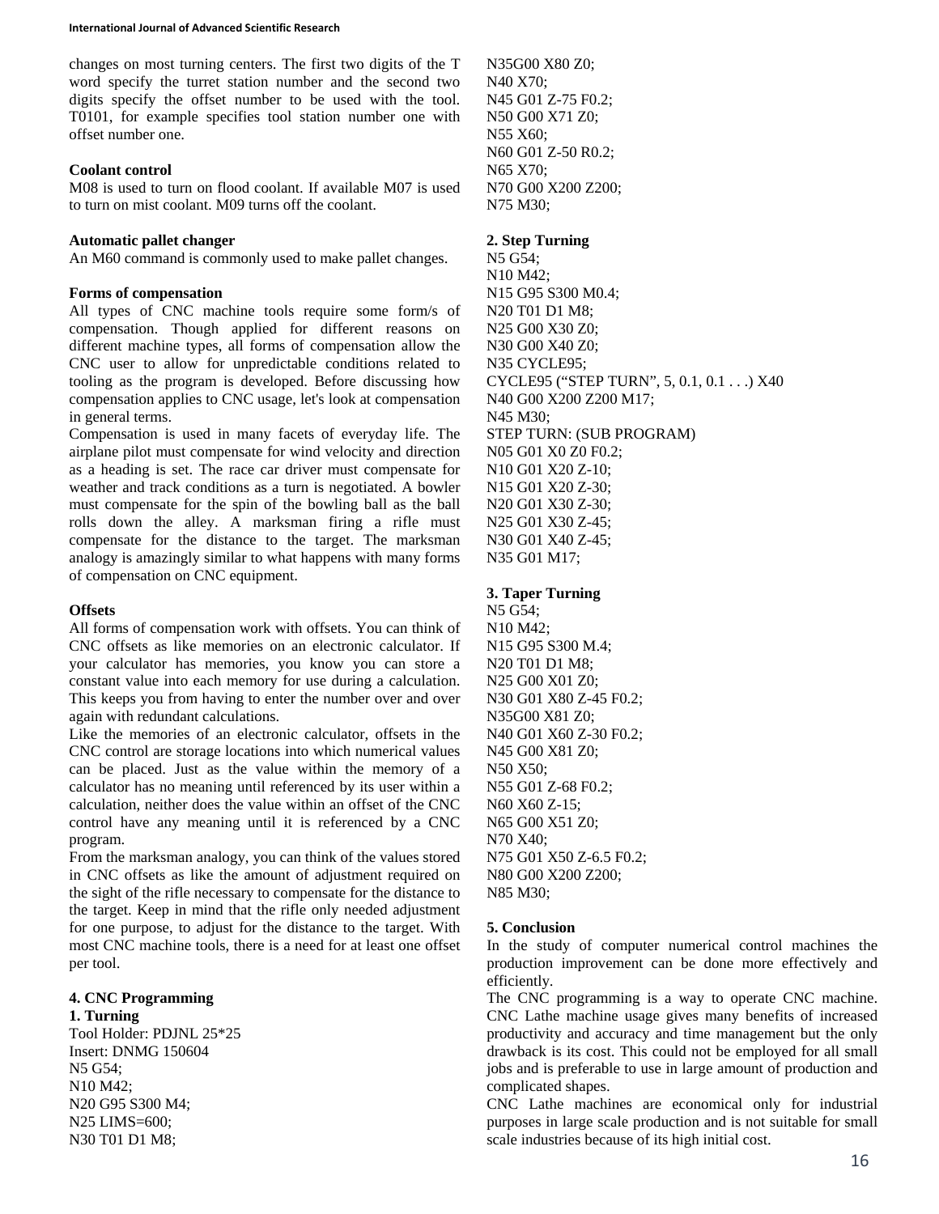changes on most turning centers. The first two digits of the T word specify the turret station number and the second two digits specify the offset number to be used with the tool. T0101, for example specifies tool station number one with offset number one.

**Coolant control**

M08 is used to turn on flood coolant. If available M07 is used to turn on mist coolant. M09 turns off the coolant.

**Automatic pallet changer**

An M60 command is commonly used to make pallet changes.

**Forms of compensation**

All types of CNC machine tools require some form/s of compensation. Though applied for different reasons on different machine types, all forms of compensation allow the CNC user to allow for unpredictable conditions related to tooling as the program is developed. Before discussing how compensation applies to CNC usage, let's look at compensation in general terms.

Compensation is used in many facets of everyday life. The airplane pilot must compensate for wind velocity and direction as a heading is set. The race car driver must compensate for weather and track conditions as a turn is negotiated. A bowler must compensate for the spin of the bowling ball as the ball rolls down the alley. A marksman firing a rifle must compensate for the distance to the target. The marksman analogy is amazingly similar to what happens with many forms of compensation on CNC equipment.

**Offsets**

All forms of compensation work with offsets. You can think of CNC offsets as like memories on an electronic calculator. If your calculator has memories, you know you can store a constant value into each memory for use during a calculation. This keeps you from having to enter the number over and over again with redundant calculations.

Like the memories of an electronic calculator, offsets in the CNC control are storage locations into which numerical values can be placed. Just as the value within the memory of a calculator has no meaning until referenced by its user within a calculation, neither does the value within an offset of the CNC control have any meaning until it is referenced by a CNC program.

From the marksman analogy, you can think of the values stored in CNC offsets as like the amount of adjustment required on the sight of the rifle necessary to compensate for the distance to the target. Keep in mind that the rifle only needed adjustment for one purpose, to adjust for the distance to the target. With most CNC machine tools, there is a need for at least one offset per tool.

## 4. CNC Programming

**1. Turning**

Tool Holder: PDJNL 25*25
Insert: DNMG 150604

```
N5 G54;
N10 M42;
N20 G95 S300 M4;
N25 LIMS=600;
N30 T01 D1 M8;
N35G00 X80 Z0;
N40 X70;
N45 G01 Z-75 F0.2;
N50 G00 X71 Z0;
N55 X60;
N60 G01 Z-50 R0.2;
N65 X70;
N70 G00 X200 Z200;
N75 M30;
```

**2. Step Turning**

```
N5 G54;
N10 M42;
N15 G95 S300 M0.4;
N20 T01 D1 M8;
N25 G00 X30 Z0;
N30 G00 X40 Z0;
N35 CYCLE95;
CYCLE95 ("STEP TURN", 5, 0.1, 0.1 . . .) X40
N40 G00 X200 Z200 M17;
N45 M30;
STEP TURN: (SUB PROGRAM)
N05 G01 X0 Z0 F0.2;
N10 G01 X20 Z-10;
N15 G01 X20 Z-30;
N20 G01 X30 Z-30;
N25 G01 X30 Z-45;
N30 G01 X40 Z-45;
N35 G01 M17;
```

**3. Taper Turning**

```
N5 G54;
N10 M42;
N15 G95 S300 M.4;
N20 T01 D1 M8;
N25 G00 X01 Z0;
N30 G01 X80 Z-45 F0.2;
N35G00 X81 Z0;
N40 G01 X60 Z-30 F0.2;
N45 G00 X81 Z0;
N50 X50;
N55 G01 Z-68 F0.2;
N60 X60 Z-15;
N65 G00 X51 Z0;
N70 X40;
N75 G01 X50 Z-6.5 F0.2;
N80 G00 X200 Z200;
N85 M30;
```

## 5. Conclusion

In the study of computer numerical control machines the production improvement can be done more effectively and efficiently.

The CNC programming is a way to operate CNC machine. CNC Lathe machine usage gives many benefits of increased productivity and accuracy and time management but the only drawback is its cost. This could not be employed for all small jobs and is preferable to use in large amount of production and complicated shapes.

CNC Lathe machines are economical only for industrial purposes in large scale production and is not suitable for small scale industries because of its high initial cost.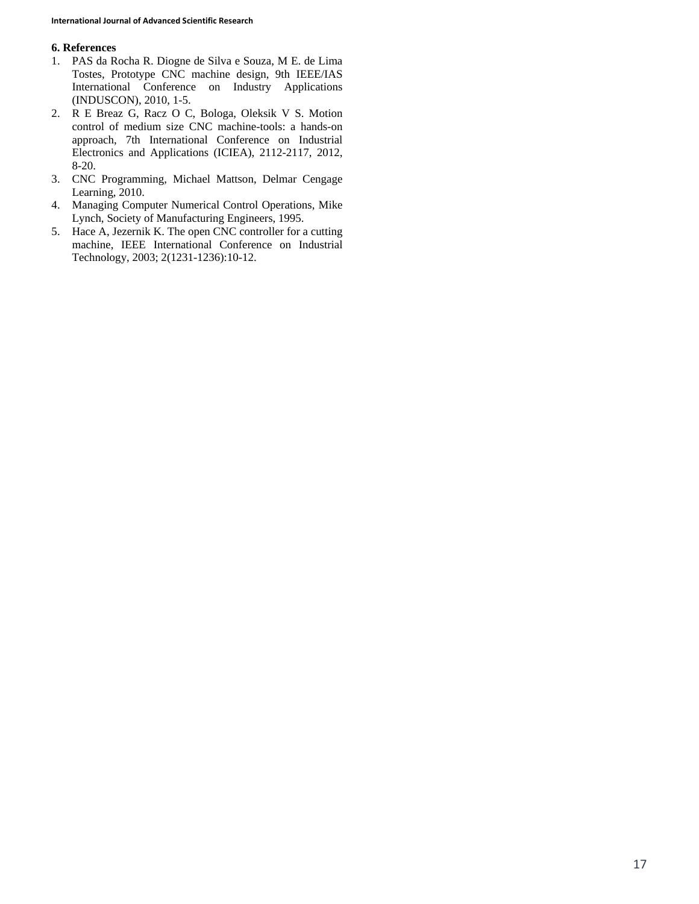## 6. References

1. PAS da Rocha R. Diogne de Silva e Souza, M E. de Lima Tostes, Prototype CNC machine design, 9th IEEE/IAS International Conference on Industry Applications (INDUSCON), 2010, 1-5.
2. R E Breaz G, Racz O C, Bologa, Oleksik V S. Motion control of medium size CNC machine-tools: a hands-on approach, 7th International Conference on Industrial Electronics and Applications (ICIEA), 2112-2117, 2012, 8-20.
3. CNC Programming, Michael Mattson, Delmar Cengage Learning, 2010.
4. Managing Computer Numerical Control Operations, Mike Lynch, Society of Manufacturing Engineers, 1995.
5. Hace A, Jezernik K. The open CNC controller for a cutting machine, IEEE International Conference on Industrial Technology, 2003; 2(1231-1236):10-12.